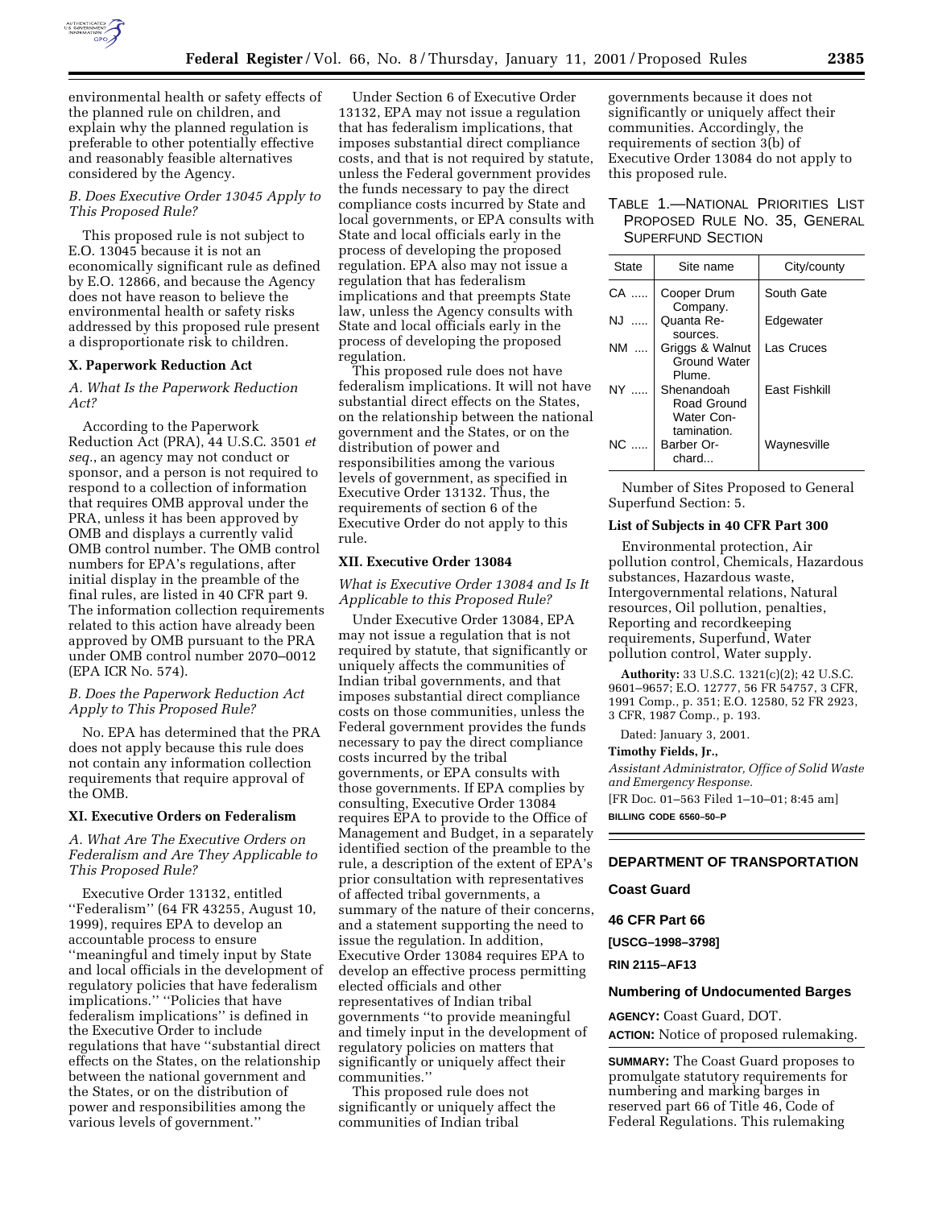environmental health or safety effects of the planned rule on children, and explain why the planned regulation is preferable to other potentially effective and reasonably feasible alternatives considered by the Agency.

### *B. Does Executive Order 13045 Apply to This Proposed Rule?*

This proposed rule is not subject to E.O. 13045 because it is not an economically significant rule as defined by E.O. 12866, and because the Agency does not have reason to believe the environmental health or safety risks addressed by this proposed rule present a disproportionate risk to children.

## X. Paperwork Reduction Act

### *A. What Is the Paperwork Reduction Act?*

According to the Paperwork Reduction Act (PRA), 44 U.S.C. 3501 *et seq.*, an agency may not conduct or sponsor, and a person is not required to respond to a collection of information that requires OMB approval under the PRA, unless it has been approved by OMB and displays a currently valid OMB control number. The OMB control numbers for EPA's regulations, after initial display in the preamble of the final rules, are listed in 40 CFR part 9. The information collection requirements related to this action have already been approved by OMB pursuant to the PRA under OMB control number 2070–0012 (EPA ICR No. 574).

### *B. Does the Paperwork Reduction Act Apply to This Proposed Rule?*

No. EPA has determined that the PRA does not apply because this rule does not contain any information collection requirements that require approval of the OMB.

## XI. Executive Orders on Federalism

### *A. What Are The Executive Orders on Federalism and Are They Applicable to This Proposed Rule?*

Executive Order 13132, entitled ''Federalism'' (64 FR 43255, August 10, 1999), requires EPA to develop an accountable process to ensure ''meaningful and timely input by State and local officials in the development of regulatory policies that have federalism implications.'' ''Policies that have federalism implications'' is defined in the Executive Order to include regulations that have ''substantial direct effects on the States, on the relationship between the national government and the States, or on the distribution of power and responsibilities among the various levels of government.''

Under Section 6 of Executive Order 13132, EPA may not issue a regulation that has federalism implications, that imposes substantial direct compliance costs, and that is not required by statute, unless the Federal government provides the funds necessary to pay the direct compliance costs incurred by State and local governments, or EPA consults with State and local officials early in the process of developing the proposed regulation. EPA also may not issue a regulation that has federalism implications and that preempts State law, unless the Agency consults with State and local officials early in the process of developing the proposed regulation.

This proposed rule does not have federalism implications. It will not have substantial direct effects on the States, on the relationship between the national government and the States, or on the distribution of power and responsibilities among the various levels of government, as specified in Executive Order 13132. Thus, the requirements of section 6 of the Executive Order do not apply to this rule.

## XII. Executive Order 13084

### *What is Executive Order 13084 and Is It Applicable to this Proposed Rule?*

Under Executive Order 13084, EPA may not issue a regulation that is not required by statute, that significantly or uniquely affects the communities of Indian tribal governments, and that imposes substantial direct compliance costs on those communities, unless the Federal government provides the funds necessary to pay the direct compliance costs incurred by the tribal governments, or EPA consults with those governments. If EPA complies by consulting, Executive Order 13084 requires EPA to provide to the Office of Management and Budget, in a separately identified section of the preamble to the rule, a description of the extent of EPA's prior consultation with representatives of affected tribal governments, a summary of the nature of their concerns, and a statement supporting the need to issue the regulation. In addition, Executive Order 13084 requires EPA to develop an effective process permitting elected officials and other representatives of Indian tribal governments ''to provide meaningful and timely input in the development of regulatory policies on matters that significantly or uniquely affect their communities.''

This proposed rule does not significantly or uniquely affect the communities of Indian tribal governments because it does not significantly or uniquely affect their communities. Accordingly, the requirements of section 3(b) of Executive Order 13084 do not apply to this proposed rule.

TABLE 1.—NATIONAL PRIORITIES LIST PROPOSED RULE NO. 35, GENERAL SUPERFUND SECTION

| State | Site name | City/county |
|---|---|---|
| CA ..... | Cooper Drum Company. | South Gate |
| NJ ..... | Quanta Resources. | Edgewater |
| NM .... | Griggs & Walnut Ground Water Plume. | Las Cruces |
| NY ..... | Shenandoah Road Ground Water Contamination. | East Fishkill |
| NC ..... | Barber Orchard... | Waynesville |

Number of Sites Proposed to General Superfund Section: 5.

**List of Subjects in 40 CFR Part 300**

Environmental protection, Air pollution control, Chemicals, Hazardous substances, Hazardous waste, Intergovernmental relations, Natural resources, Oil pollution, penalties, Reporting and recordkeeping requirements, Superfund, Water pollution control, Water supply.

**Authority:** 33 U.S.C. 1321(c)(2); 42 U.S.C. 9601–9657; E.O. 12777, 56 FR 54757, 3 CFR, 1991 Comp., p. 351; E.O. 12580, 52 FR 2923, 3 CFR, 1987 Comp., p. 193.

Dated: January 3, 2001.

**Timothy Fields, Jr.,**

*Assistant Administrator, Office of Solid Waste and Emergency Response.*

[FR Doc. 01–563 Filed 1–10–01; 8:45 am]

**BILLING CODE 6560–50–P**

---

## DEPARTMENT OF TRANSPORTATION

## Coast Guard

## 46 CFR Part 66

**[USCG–1998–3798]**

**RIN 2115–AF13**

## Numbering of Undocumented Barges

**AGENCY:** Coast Guard, DOT.

**ACTION:** Notice of proposed rulemaking.

**SUMMARY:** The Coast Guard proposes to promulgate statutory requirements for numbering and marking barges in reserved part 66 of Title 46, Code of Federal Regulations. This rulemaking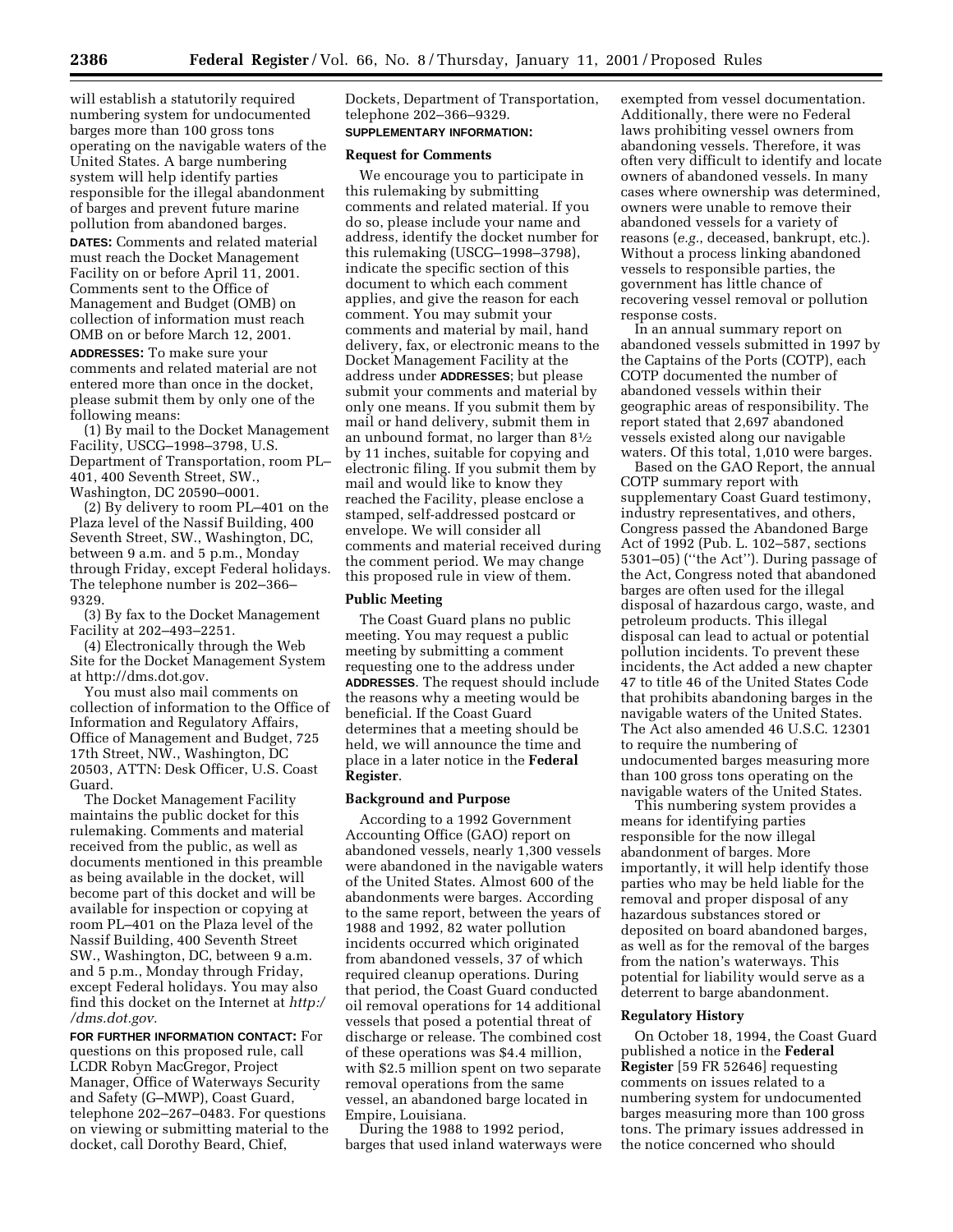will establish a statutorily required numbering system for undocumented barges more than 100 gross tons operating on the navigable waters of the United States. A barge numbering system will help identify parties responsible for the illegal abandonment of barges and prevent future marine pollution from abandoned barges.

**DATES:** Comments and related material must reach the Docket Management Facility on or before April 11, 2001. Comments sent to the Office of Management and Budget (OMB) on collection of information must reach OMB on or before March 12, 2001.

**ADDRESSES:** To make sure your comments and related material are not entered more than once in the docket, please submit them by only one of the following means:

(1) By mail to the Docket Management Facility, USCG–1998–3798, U.S. Department of Transportation, room PL–401, 400 Seventh Street, SW., Washington, DC 20590–0001.

(2) By delivery to room PL–401 on the Plaza level of the Nassif Building, 400 Seventh Street, SW., Washington, DC, between 9 a.m. and 5 p.m., Monday through Friday, except Federal holidays. The telephone number is 202–366–9329.

(3) By fax to the Docket Management Facility at 202–493–2251.

(4) Electronically through the Web Site for the Docket Management System at http://dms.dot.gov.

You must also mail comments on collection of information to the Office of Information and Regulatory Affairs, Office of Management and Budget, 725 17th Street, NW., Washington, DC 20503, ATTN: Desk Officer, U.S. Coast Guard.

The Docket Management Facility maintains the public docket for this rulemaking. Comments and material received from the public, as well as documents mentioned in this preamble as being available in the docket, will become part of this docket and will be available for inspection or copying at room PL–401 on the Plaza level of the Nassif Building, 400 Seventh Street SW., Washington, DC, between 9 a.m. and 5 p.m., Monday through Friday, except Federal holidays. You may also find this docket on the Internet at *http://dms.dot.gov.*

**FOR FURTHER INFORMATION CONTACT:** For questions on this proposed rule, call LCDR Robyn MacGregor, Project Manager, Office of Waterways Security and Safety (G–MWP), Coast Guard, telephone 202–267–0483. For questions on viewing or submitting material to the docket, call Dorothy Beard, Chief, Dockets, Department of Transportation, telephone 202–366–9329.

**SUPPLEMENTARY INFORMATION:**

**Request for Comments**

We encourage you to participate in this rulemaking by submitting comments and related material. If you do so, please include your name and address, identify the docket number for this rulemaking (USCG–1998–3798), indicate the specific section of this document to which each comment applies, and give the reason for each comment. You may submit your comments and material by mail, hand delivery, fax, or electronic means to the Docket Management Facility at the address under **ADDRESSES**; but please submit your comments and material by only one means. If you submit them by mail or hand delivery, submit them in an unbound format, no larger than 8½ by 11 inches, suitable for copying and electronic filing. If you submit them by mail and would like to know they reached the Facility, please enclose a stamped, self-addressed postcard or envelope. We will consider all comments and material received during the comment period. We may change this proposed rule in view of them.

**Public Meeting**

The Coast Guard plans no public meeting. You may request a public meeting by submitting a comment requesting one to the address under **ADDRESSES**. The request should include the reasons why a meeting would be beneficial. If the Coast Guard determines that a meeting should be held, we will announce the time and place in a later notice in the **Federal Register**.

**Background and Purpose**

According to a 1992 Government Accounting Office (GAO) report on abandoned vessels, nearly 1,300 vessels were abandoned in the navigable waters of the United States. Almost 600 of the abandonments were barges. According to the same report, between the years of 1988 and 1992, 82 water pollution incidents occurred which originated from abandoned vessels, 37 of which required cleanup operations. During that period, the Coast Guard conducted oil removal operations for 14 additional vessels that posed a potential threat of discharge or release. The combined cost of these operations was $4.4 million, with $2.5 million spent on two separate removal operations from the same vessel, an abandoned barge located in Empire, Louisiana.

During the 1988 to 1992 period, barges that used inland waterways were exempted from vessel documentation. Additionally, there were no Federal laws prohibiting vessel owners from abandoning vessels. Therefore, it was often very difficult to identify and locate owners of abandoned vessels. In many cases where ownership was determined, owners were unable to remove their abandoned vessels for a variety of reasons (*e.g.*, deceased, bankrupt, etc.). Without a process linking abandoned vessels to responsible parties, the government has little chance of recovering vessel removal or pollution response costs.

In an annual summary report on abandoned vessels submitted in 1997 by the Captains of the Ports (COTP), each COTP documented the number of abandoned vessels within their geographic areas of responsibility. The report stated that 2,697 abandoned vessels existed along our navigable waters. Of this total, 1,010 were barges.

Based on the GAO Report, the annual COTP summary report with supplementary Coast Guard testimony, industry representatives, and others, Congress passed the Abandoned Barge Act of 1992 (Pub. L. 102–587, sections 5301–05) (''the Act''). During passage of the Act, Congress noted that abandoned barges are often used for the illegal disposal of hazardous cargo, waste, and petroleum products. This illegal disposal can lead to actual or potential pollution incidents. To prevent these incidents, the Act added a new chapter 47 to title 46 of the United States Code that prohibits abandoning barges in the navigable waters of the United States. The Act also amended 46 U.S.C. 12301 to require the numbering of undocumented barges measuring more than 100 gross tons operating on the navigable waters of the United States.

This numbering system provides a means for identifying parties responsible for the now illegal abandonment of barges. More importantly, it will help identify those parties who may be held liable for the removal and proper disposal of any hazardous substances stored or deposited on board abandoned barges, as well as for the removal of the barges from the nation's waterways. This potential for liability would serve as a deterrent to barge abandonment.

**Regulatory History**

On October 18, 1994, the Coast Guard published a notice in the **Federal Register** [59 FR 52646] requesting comments on issues related to a numbering system for undocumented barges measuring more than 100 gross tons. The primary issues addressed in the notice concerned who should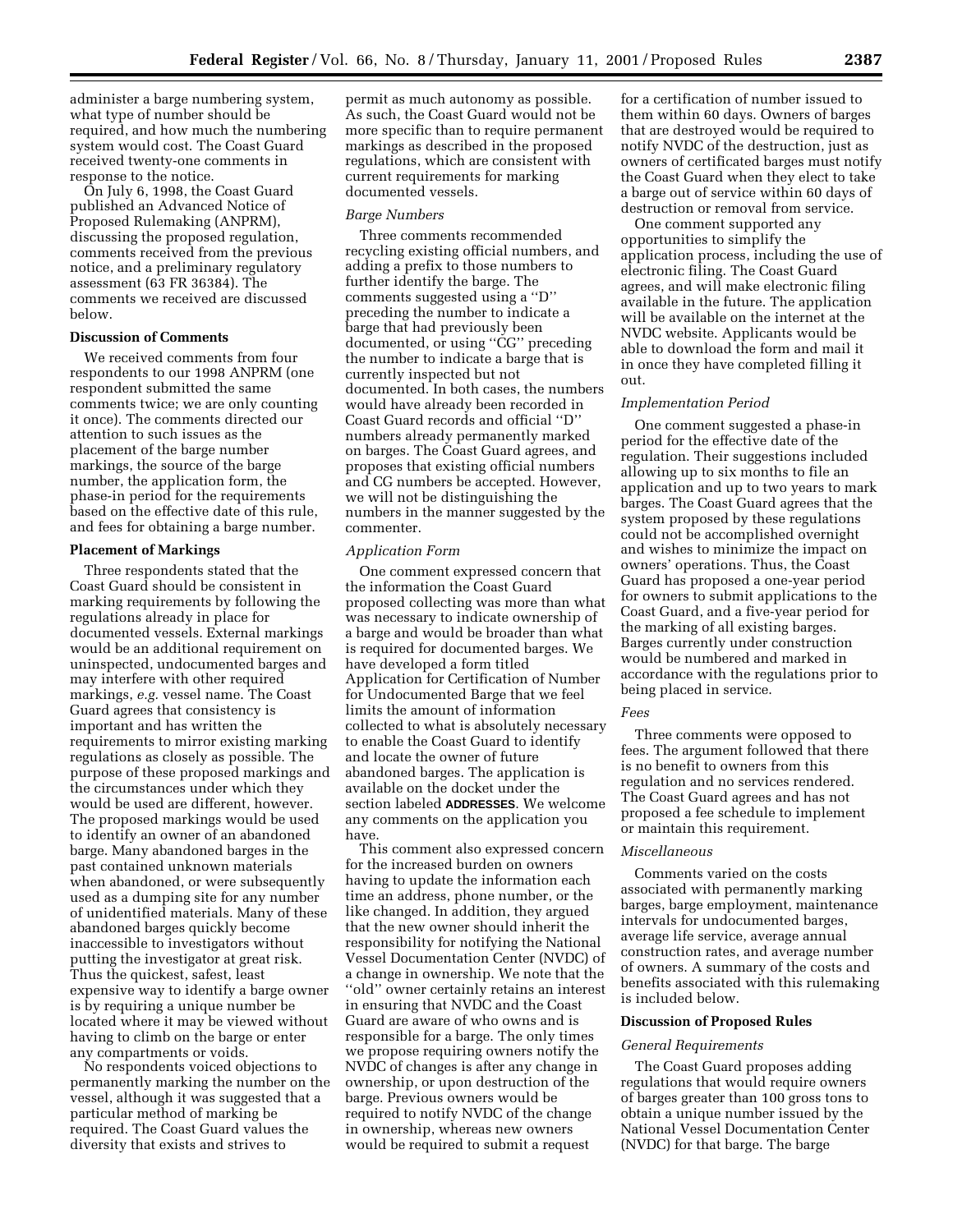administer a barge numbering system, what type of number should be required, and how much the numbering system would cost. The Coast Guard received twenty-one comments in response to the notice.

On July 6, 1998, the Coast Guard published an Advanced Notice of Proposed Rulemaking (ANPRM), discussing the proposed regulation, comments received from the previous notice, and a preliminary regulatory assessment (63 FR 36384). The comments we received are discussed below.

**Discussion of Comments**

We received comments from four respondents to our 1998 ANPRM (one respondent submitted the same comments twice; we are only counting it once). The comments directed our attention to such issues as the placement of the barge number markings, the source of the barge number, the application form, the phase-in period for the requirements based on the effective date of this rule, and fees for obtaining a barge number.

**Placement of Markings**

Three respondents stated that the Coast Guard should be consistent in marking requirements by following the regulations already in place for documented vessels. External markings would be an additional requirement on uninspected, undocumented barges and may interfere with other required markings, *e.g.* vessel name. The Coast Guard agrees that consistency is important and has written the requirements to mirror existing marking regulations as closely as possible. The purpose of these proposed markings and the circumstances under which they would be used are different, however. The proposed markings would be used to identify an owner of an abandoned barge. Many abandoned barges in the past contained unknown materials when abandoned, or were subsequently used as a dumping site for any number of unidentified materials. Many of these abandoned barges quickly become inaccessible to investigators without putting the investigator at great risk. Thus the quickest, safest, least expensive way to identify a barge owner is by requiring a unique number be located where it may be viewed without having to climb on the barge or enter any compartments or voids.

No respondents voiced objections to permanently marking the number on the vessel, although it was suggested that a particular method of marking be required. The Coast Guard values the diversity that exists and strives to permit as much autonomy as possible. As such, the Coast Guard would not be more specific than to require permanent markings as described in the proposed regulations, which are consistent with current requirements for marking documented vessels.

*Barge Numbers*

Three comments recommended recycling existing official numbers, and adding a prefix to those numbers to further identify the barge. The comments suggested using a "D" preceding the number to indicate a barge that had previously been documented, or using "CG" preceding the number to indicate a barge that is currently inspected but not documented. In both cases, the numbers would have already been recorded in Coast Guard records and official "D" numbers already permanently marked on barges. The Coast Guard agrees, and proposes that existing official numbers and CG numbers be accepted. However, we will not be distinguishing the numbers in the manner suggested by the commenter.

*Application Form*

One comment expressed concern that the information the Coast Guard proposed collecting was more than what was necessary to indicate ownership of a barge and would be broader than what is required for documented barges. We have developed a form titled Application for Certification of Number for Undocumented Barge that we feel limits the amount of information collected to what is absolutely necessary to enable the Coast Guard to identify and locate the owner of future abandoned barges. The application is available on the docket under the section labeled **ADDRESSES**. We welcome any comments on the application you have.

This comment also expressed concern for the increased burden on owners having to update the information each time an address, phone number, or the like changed. In addition, they argued that the new owner should inherit the responsibility for notifying the National Vessel Documentation Center (NVDC) of a change in ownership. We note that the "old" owner certainly retains an interest in ensuring that NVDC and the Coast Guard are aware of who owns and is responsible for a barge. The only times we propose requiring owners notify the NVDC of changes is after any change in ownership, or upon destruction of the barge. Previous owners would be required to notify NVDC of the change in ownership, whereas new owners would be required to submit a request for a certification of number issued to them within 60 days. Owners of barges that are destroyed would be required to notify NVDC of the destruction, just as owners of certificated barges must notify the Coast Guard when they elect to take a barge out of service within 60 days of destruction or removal from service.

One comment supported any opportunities to simplify the application process, including the use of electronic filing. The Coast Guard agrees, and will make electronic filing available in the future. The application will be available on the internet at the NVDC website. Applicants would be able to download the form and mail it in once they have completed filling it out.

*Implementation Period*

One comment suggested a phase-in period for the effective date of the regulation. Their suggestions included allowing up to six months to file an application and up to two years to mark barges. The Coast Guard agrees that the system proposed by these regulations could not be accomplished overnight and wishes to minimize the impact on owners' operations. Thus, the Coast Guard has proposed a one-year period for owners to submit applications to the Coast Guard, and a five-year period for the marking of all existing barges. Barges currently under construction would be numbered and marked in accordance with the regulations prior to being placed in service.

*Fees*

Three comments were opposed to fees. The argument followed that there is no benefit to owners from this regulation and no services rendered. The Coast Guard agrees and has not proposed a fee schedule to implement or maintain this requirement.

*Miscellaneous*

Comments varied on the costs associated with permanently marking barges, barge employment, maintenance intervals for undocumented barges, average life service, average annual construction rates, and average number of owners. A summary of the costs and benefits associated with this rulemaking is included below.

**Discussion of Proposed Rules**

*General Requirements*

The Coast Guard proposes adding regulations that would require owners of barges greater than 100 gross tons to obtain a unique number issued by the National Vessel Documentation Center (NVDC) for that barge. The barge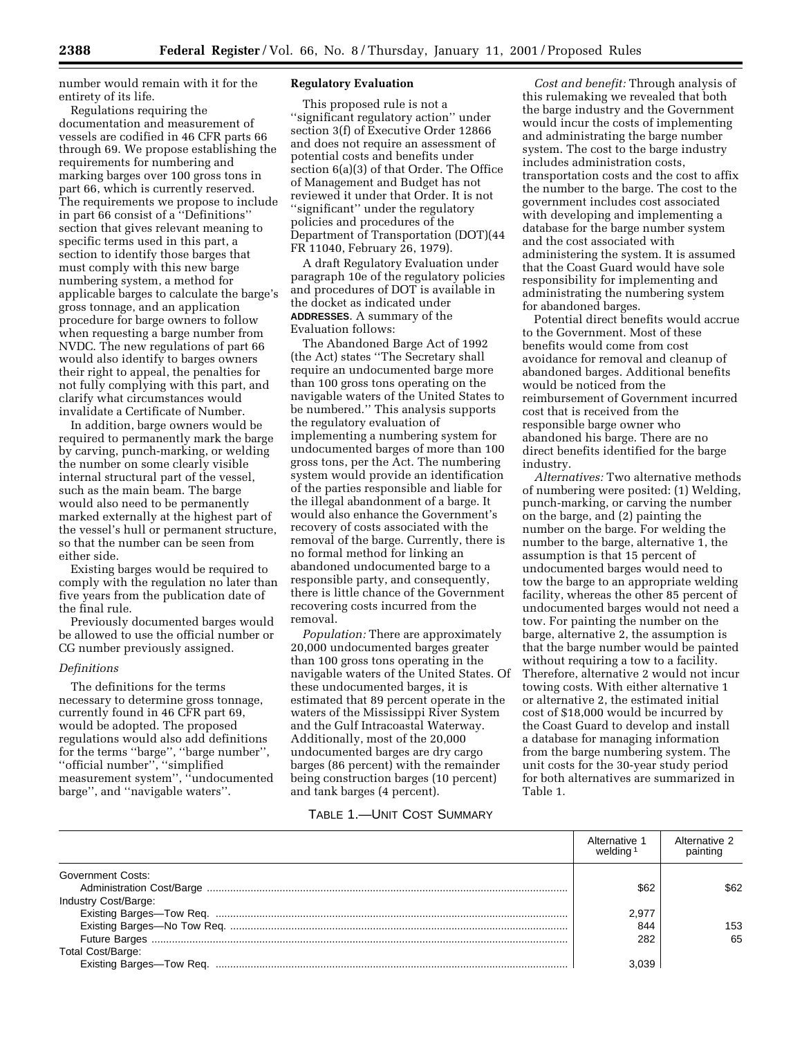number would remain with it for the entirety of its life.

Regulations requiring the documentation and measurement of vessels are codified in 46 CFR parts 66 through 69. We propose establishing the requirements for numbering and marking barges over 100 gross tons in part 66, which is currently reserved. The requirements we propose to include in part 66 consist of a ''Definitions'' section that gives relevant meaning to specific terms used in this part, a section to identify those barges that must comply with this new barge numbering system, a method for applicable barges to calculate the barge's gross tonnage, and an application procedure for barge owners to follow when requesting a barge number from NVDC. The new regulations of part 66 would also identify to barges owners their right to appeal, the penalties for not fully complying with this part, and clarify what circumstances would invalidate a Certificate of Number.

In addition, barge owners would be required to permanently mark the barge by carving, punch-marking, or welding the number on some clearly visible internal structural part of the vessel, such as the main beam. The barge would also need to be permanently marked externally at the highest part of the vessel's hull or permanent structure, so that the number can be seen from either side.

Existing barges would be required to comply with the regulation no later than five years from the publication date of the final rule.

Previously documented barges would be allowed to use the official number or CG number previously assigned.

*Definitions*

The definitions for the terms necessary to determine gross tonnage, currently found in 46 CFR part 69, would be adopted. The proposed regulations would also add definitions for the terms ''barge'', ''barge number'', ''official number'', ''simplified measurement system'', ''undocumented barge'', and ''navigable waters''.

**Regulatory Evaluation**

This proposed rule is not a ''significant regulatory action'' under section 3(f) of Executive Order 12866 and does not require an assessment of potential costs and benefits under section 6(a)(3) of that Order. The Office of Management and Budget has not reviewed it under that Order. It is not ''significant'' under the regulatory policies and procedures of the Department of Transportation (DOT)(44 FR 11040, February 26, 1979).

A draft Regulatory Evaluation under paragraph 10e of the regulatory policies and procedures of DOT is available in the docket as indicated under **ADDRESSES**. A summary of the Evaluation follows:

The Abandoned Barge Act of 1992 (the Act) states ''The Secretary shall require an undocumented barge more than 100 gross tons operating on the navigable waters of the United States to be numbered.'' This analysis supports the regulatory evaluation of implementing a numbering system for undocumented barges of more than 100 gross tons, per the Act. The numbering system would provide an identification of the parties responsible and liable for the illegal abandonment of a barge. It would also enhance the Government's recovery of costs associated with the removal of the barge. Currently, there is no formal method for linking an abandoned undocumented barge to a responsible party, and consequently, there is little chance of the Government recovering costs incurred from the removal.

*Population:* There are approximately 20,000 undocumented barges greater than 100 gross tons operating in the navigable waters of the United States. Of these undocumented barges, it is estimated that 89 percent operate in the waters of the Mississippi River System and the Gulf Intracoastal Waterway. Additionally, most of the 20,000 undocumented barges are dry cargo barges (86 percent) with the remainder being construction barges (10 percent) and tank barges (4 percent).

*Cost and benefit:* Through analysis of this rulemaking we revealed that both the barge industry and the Government would incur the costs of implementing and administrating the barge number system. The cost to the barge industry includes administration costs, transportation costs and the cost to affix the number to the barge. The cost to the government includes cost associated with developing and implementing a database for the barge number system and the cost associated with administering the system. It is assumed that the Coast Guard would have sole responsibility for implementing and administrating the numbering system for abandoned barges.

Potential direct benefits would accrue to the Government. Most of these benefits would come from cost avoidance for removal and cleanup of abandoned barges. Additional benefits would be noticed from the reimbursement of Government incurred cost that is received from the responsible barge owner who abandoned his barge. There are no direct benefits identified for the barge industry.

*Alternatives:* Two alternative methods of numbering were posited: (1) Welding, punch-marking, or carving the number on the barge, and (2) painting the number on the barge. For welding the number to the barge, alternative 1, the assumption is that 15 percent of undocumented barges would need to tow the barge to an appropriate welding facility, whereas the other 85 percent of undocumented barges would not need a tow. For painting the number on the barge, alternative 2, the assumption is that the barge number would be painted without requiring a tow to a facility. Therefore, alternative 2 would not incur towing costs. With either alternative 1 or alternative 2, the estimated initial cost of $18,000 would be incurred by the Coast Guard to develop and install a database for managing information from the barge numbering system. The unit costs for the 30-year study period for both alternatives are summarized in Table 1.

TABLE 1.—UNIT COST SUMMARY

| | Alternative 1 welding [1] | Alternative 2 painting |
|---|---|---|
| Government Costs: | | |
| Administration Cost/Barge | $62 | $62 |
| Industry Cost/Barge: | | |
| Existing Barges—Tow Req. | 2,977 | |
| Existing Barges—No Tow Req. | 844 | 153 |
| Future Barges | 282 | 65 |
| Total Cost/Barge: | | |
| Existing Barges—Tow Req. | 3,039 | |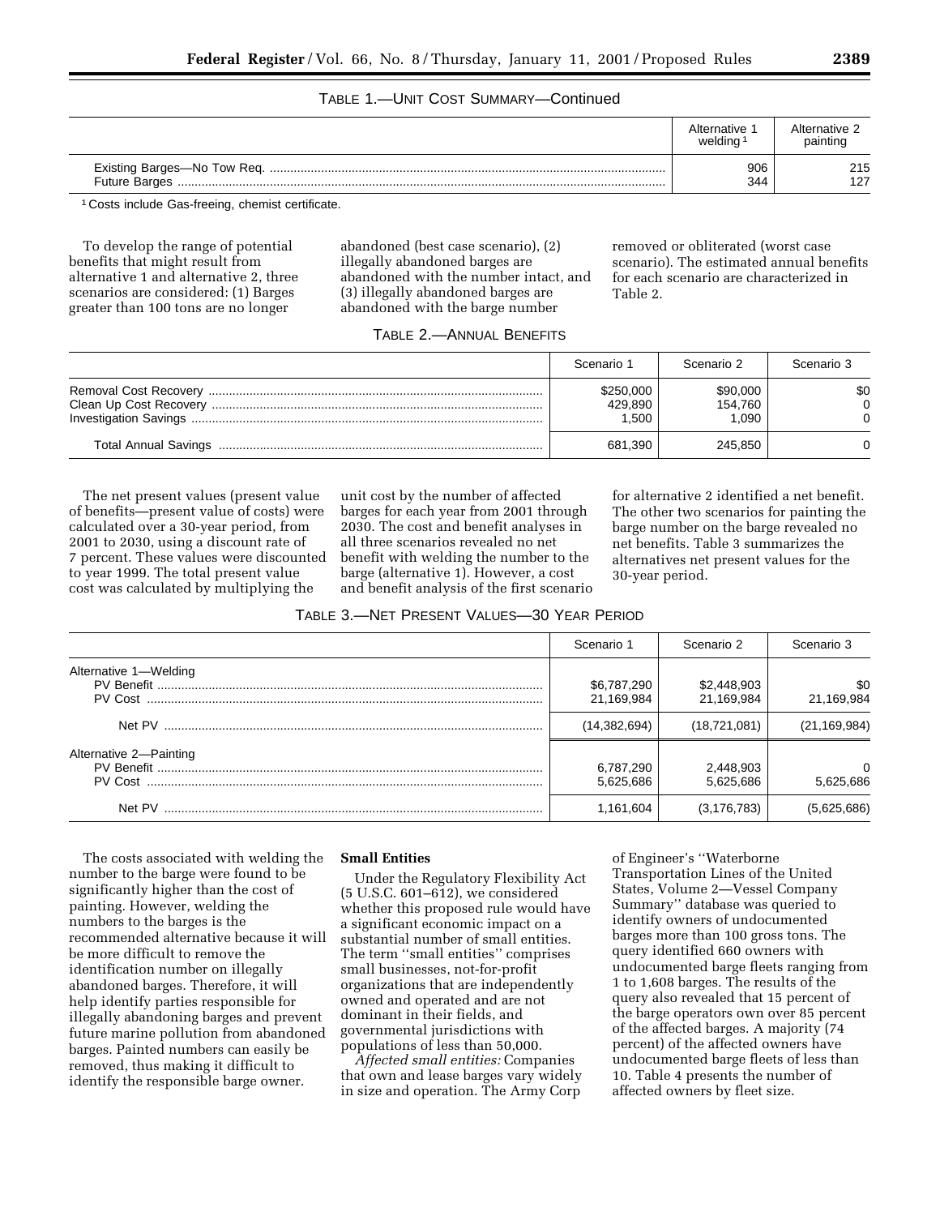TABLE 1.—UNIT COST SUMMARY—Continued

| | Alternative 1 welding[1] | Alternative 2 painting |
|---|---|---|
| Existing Barges—No Tow Req. | 906 | 215 |
| Future Barges | 344 | 127 |

[1] Costs include Gas-freeing, chemist certificate.

To develop the range of potential benefits that might result from alternative 1 and alternative 2, three scenarios are considered: (1) Barges greater than 100 tons are no longer abandoned (best case scenario), (2) illegally abandoned barges are abandoned with the number intact, and (3) illegally abandoned barges are abandoned with the barge number removed or obliterated (worst case scenario). The estimated annual benefits for each scenario are characterized in Table 2.

TABLE 2.—ANNUAL BENEFITS

| | Scenario 1 | Scenario 2 | Scenario 3 |
|---|---|---|---|
| Removal Cost Recovery | $250,000 | $90,000 | $0 |
| Clean Up Cost Recovery | 429,890 | 154,760 | 0 |
| Investigation Savings | 1,500 | 1,090 | 0 |
| Total Annual Savings | 681,390 | 245,850 | 0 |

The net present values (present value of benefits—present value of costs) were calculated over a 30-year period, from 2001 to 2030, using a discount rate of 7 percent. These values were discounted to year 1999. The total present value cost was calculated by multiplying the unit cost by the number of affected barges for each year from 2001 through 2030. The cost and benefit analyses in all three scenarios revealed no net benefit with welding the number to the barge (alternative 1). However, a cost and benefit analysis of the first scenario for alternative 2 identified a net benefit. The other two scenarios for painting the barge number on the barge revealed no net benefits. Table 3 summarizes the alternatives net present values for the 30-year period.

TABLE 3.—NET PRESENT VALUES—30 YEAR PERIOD

| | Scenario 1 | Scenario 2 | Scenario 3 |
|---|---|---|---|
| Alternative 1—Welding | | | |
| PV Benefit | $6,787,290 | $2,448,903 | $0 |
| PV Cost | 21,169,984 | 21,169,984 | 21,169,984 |
| Net PV | (14,382,694) | (18,721,081) | (21,169,984) |
| Alternative 2—Painting | | | |
| PV Benefit | 6,787,290 | 2,448,903 | 0 |
| PV Cost | 5,625,686 | 5,625,686 | 5,625,686 |
| Net PV | 1,161,604 | (3,176,783) | (5,625,686) |

The costs associated with welding the number to the barge were found to be significantly higher than the cost of painting. However, welding the numbers to the barges is the recommended alternative because it will be more difficult to remove the identification number on illegally abandoned barges. Therefore, it will help identify parties responsible for illegally abandoning barges and prevent future marine pollution from abandoned barges. Painted numbers can easily be removed, thus making it difficult to identify the responsible barge owner.

**Small Entities**

Under the Regulatory Flexibility Act (5 U.S.C. 601–612), we considered whether this proposed rule would have a significant economic impact on a substantial number of small entities. The term ''small entities'' comprises small businesses, not-for-profit organizations that are independently owned and operated and are not dominant in their fields, and governmental jurisdictions with populations of less than 50,000.

*Affected small entities:* Companies that own and lease barges vary widely in size and operation. The Army Corp of Engineer's ''Waterborne Transportation Lines of the United States, Volume 2—Vessel Company Summary'' database was queried to identify owners of undocumented barges more than 100 gross tons. The query identified 660 owners with undocumented barge fleets ranging from 1 to 1,608 barges. The results of the query also revealed that 15 percent of the barge operators own over 85 percent of the affected barges. A majority (74 percent) of the affected owners have undocumented barge fleets of less than 10. Table 4 presents the number of affected owners by fleet size.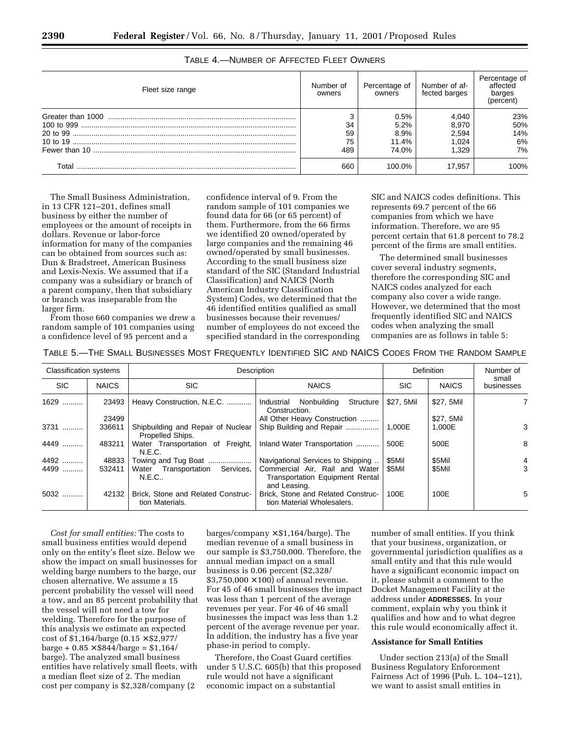TABLE 4.—NUMBER OF AFFECTED FLEET OWNERS

| Fleet size range | Number of owners | Percentage of owners | Number of affected barges | Percentage of affected barges (percent) |
|---|---|---|---|---|
| Greater than 1000 | 3 | 0.5% | 4,040 | 23% |
| 100 to 999 | 34 | 5.2% | 8,970 | 50% |
| 20 to 99 | 59 | 8.9% | 2,594 | 14% |
| 10 to 19 | 75 | 11.4% | 1,024 | 6% |
| Fewer than 10 | 489 | 74.0% | 1,329 | 7% |
| Total | 660 | 100.0% | 17,957 | 100% |

The Small Business Administration, in 13 CFR 121–201, defines small business by either the number of employees or the amount of receipts in dollars. Revenue or labor-force information for many of the companies can be obtained from sources such as: Dun & Bradstreet, American Business and Lexis-Nexis. We assumed that if a company was a subsidiary or branch of a parent company, then that subsidiary or branch was inseparable from the larger firm.

From those 660 companies we drew a random sample of 101 companies using a confidence level of 95 percent and a confidence interval of 9. From the random sample of 101 companies we found data for 66 (or 65 percent) of them. Furthermore, from the 66 firms we identified 20 owned/operated by large companies and the remaining 46 owned/operated by small businesses. According to the small business size standard of the SIC (Standard Industrial Classification) and NAICS (North American Industry Classification System) Codes, we determined that the 46 identified entities qualified as small businesses because their revenues/ number of employees do not exceed the specified standard in the corresponding SIC and NAICS codes definitions. This represents 69.7 percent of the 66 companies from which we have information. Therefore, we are 95 percent certain that 61.8 percent to 78.2 percent of the firms are small entities.

The determined small businesses cover several industry segments, therefore the corresponding SIC and NAICS codes analyzed for each company also cover a wide range. However, we determined that the most frequently identified SIC and NAICS codes when analyzing the small companies are as follows in table 5:

TABLE 5.—THE SMALL BUSINESSES MOST FREQUENTLY IDENTIFIED SIC AND NAICS CODES FROM THE RANDOM SAMPLE

| Classification systems | | Description | | Definition | | Number of small businesses |
|---|---|---|---|---|---|---|
| SIC | NAICS | SIC | NAICS | SIC | NAICS | |
| 1629 | 23493 | Heavy Construction, N.E.C. | Industrial Nonbuilding Structure Construction. | $27, 5Mil | $27, 5Mil | 7 |
| | 23499 | | All Other Heavy Construction | | $27, 5Mil | |
| 3731 | 336611 | Shipbuilding and Repair of Nuclear Propelled Ships. | Ship Building and Repair | 1,000E | 1,000E | 3 |
| 4449 | 483211 | Water Transportation of Freight, N.E.C. | Inland Water Transportation | 500E | 500E | 8 |
| 4492 | 48833 | Towing and Tug Boat | Navigational Services to Shipping | $5Mil | $5Mil | 4 |
| 4499 | 532411 | Water Transportation Services, N.E.C.. | Commercial Air, Rail and Water Transportation Equipment Rental and Leasing. | $5Mil | $5Mil | 3 |
| 5032 | 42132 | Brick, Stone and Related Construction Materials. | Brick, Stone and Related Construction Material Wholesalers. | 100E | 100E | 5 |

*Cost for small entities:* The costs to small business entities would depend only on the entity's fleet size. Below we show the impact on small businesses for welding barge numbers to the barge, our chosen alternative. We assume a 15 percent probability the vessel will need a tow, and an 85 percent probability that the vessel will not need a tow for welding. Therefore for the purpose of this analysis we estimate an expected cost of $1,164/barge (0.15 × $2,977/ barge + 0.85 × $844/barge = $1,164/ barge). The analyzed small business entities have relatively small fleets, with a median fleet size of 2. The median cost per company is $2,328/company (2 barges/company × $1,164/barge). The median revenue of a small business in our sample is $3,750,000. Therefore, the annual median impact on a small business is 0.06 percent ($2,328/ $3,750,000 × 100) of annual revenue. For 45 of 46 small businesses the impact was less than 1 percent of the average revenues per year. For 46 of 46 small businesses the impact was less than 1.2 percent of the average revenue per year. In addition, the industry has a five year phase-in period to comply.

Therefore, the Coast Guard certifies under 5 U.S.C. 605(b) that this proposed rule would not have a significant economic impact on a substantial number of small entities. If you think that your business, organization, or governmental jurisdiction qualifies as a small entity and that this rule would have a significant economic impact on it, please submit a comment to the Docket Management Facility at the address under **ADDRESSES**. In your comment, explain why you think it qualifies and how and to what degree this rule would economically affect it.

### Assistance for Small Entities

Under section 213(a) of the Small Business Regulatory Enforcement Fairness Act of 1996 (Pub. L. 104–121), we want to assist small entities in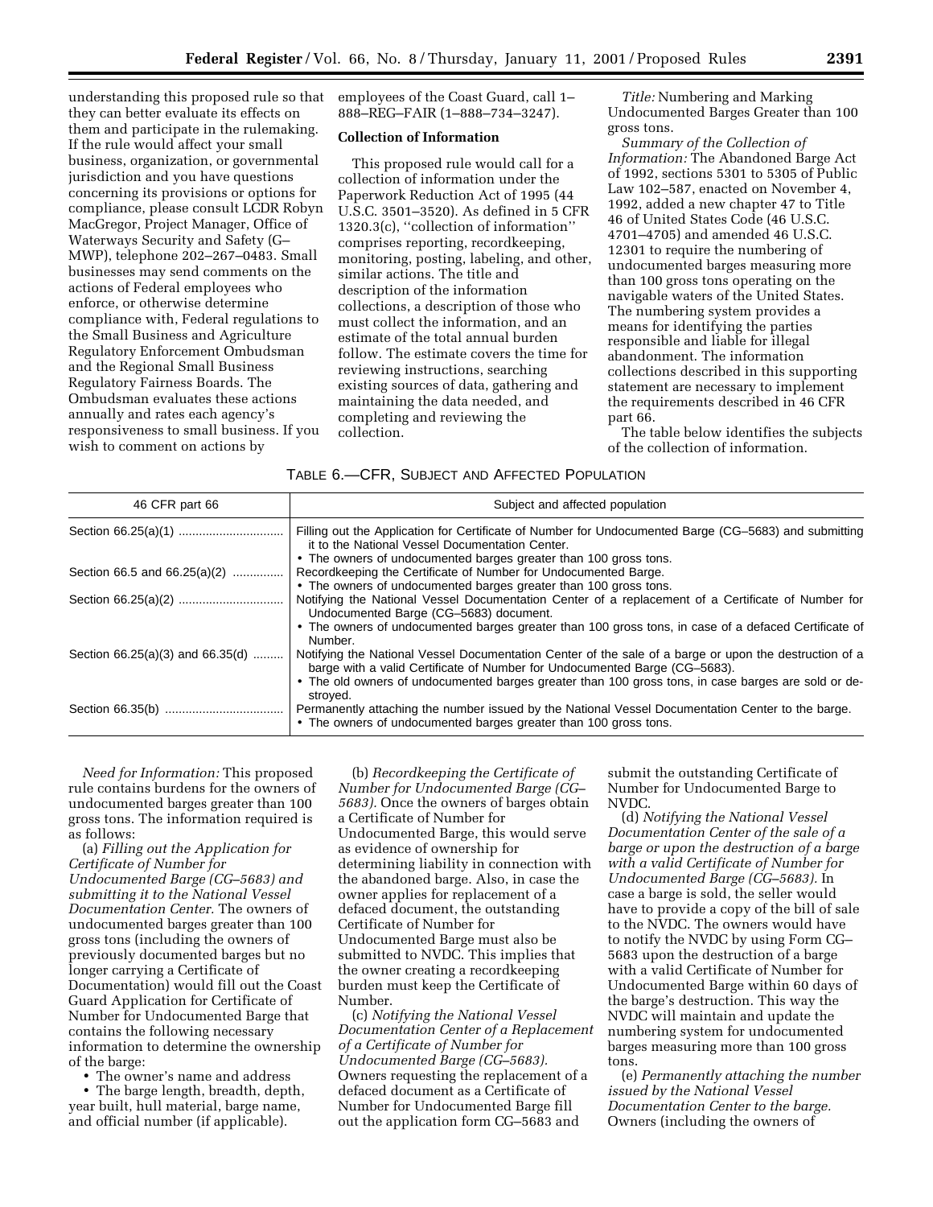understanding this proposed rule so that they can better evaluate its effects on them and participate in the rulemaking. If the rule would affect your small business, organization, or governmental jurisdiction and you have questions concerning its provisions or options for compliance, please consult LCDR Robyn MacGregor, Project Manager, Office of Waterways Security and Safety (G–MWP), telephone 202–267–0483. Small businesses may send comments on the actions of Federal employees who enforce, or otherwise determine compliance with, Federal regulations to the Small Business and Agriculture Regulatory Enforcement Ombudsman and the Regional Small Business Regulatory Fairness Boards. The Ombudsman evaluates these actions annually and rates each agency's responsiveness to small business. If you wish to comment on actions by employees of the Coast Guard, call 1–888–REG–FAIR (1–888–734–3247).

**Collection of Information**

This proposed rule would call for a collection of information under the Paperwork Reduction Act of 1995 (44 U.S.C. 3501–3520). As defined in 5 CFR 1320.3(c), ''collection of information'' comprises reporting, recordkeeping, monitoring, posting, labeling, and other, similar actions. The title and description of the information collections, a description of those who must collect the information, and an estimate of the total annual burden follow. The estimate covers the time for reviewing instructions, searching existing sources of data, gathering and maintaining the data needed, and completing and reviewing the collection.

*Title:* Numbering and Marking Undocumented Barges Greater than 100 gross tons.

*Summary of the Collection of Information:* The Abandoned Barge Act of 1992, sections 5301 to 5305 of Public Law 102–587, enacted on November 4, 1992, added a new chapter 47 to Title 46 of United States Code (46 U.S.C. 4701–4705) and amended 46 U.S.C. 12301 to require the numbering of undocumented barges measuring more than 100 gross tons operating on the navigable waters of the United States. The numbering system provides a means for identifying the parties responsible and liable for illegal abandonment. The information collections described in this supporting statement are necessary to implement the requirements described in 46 CFR part 66.

The table below identifies the subjects of the collection of information.

TABLE 6.—CFR, SUBJECT AND AFFECTED POPULATION

| 46 CFR part 66 | Subject and affected population |
|---|---|
| Section 66.25(a)(1) | Filling out the Application for Certificate of Number for Undocumented Barge (CG–5683) and submitting it to the National Vessel Documentation Center.<br>• The owners of undocumented barges greater than 100 gross tons. |
| Section 66.5 and 66.25(a)(2) | Recordkeeping the Certificate of Number for Undocumented Barge.<br>• The owners of undocumented barges greater than 100 gross tons. |
| Section 66.25(a)(2) | Notifying the National Vessel Documentation Center of a replacement of a Certificate of Number for Undocumented Barge (CG–5683) document.<br>• The owners of undocumented barges greater than 100 gross tons, in case of a defaced Certificate of Number. |
| Section 66.25(a)(3) and 66.35(d) | Notifying the National Vessel Documentation Center of the sale of a barge or upon the destruction of a barge with a valid Certificate of Number for Undocumented Barge (CG–5683).<br>• The old owners of undocumented barges greater than 100 gross tons, in case barges are sold or destroyed. |
| Section 66.35(b) | Permanently attaching the number issued by the National Vessel Documentation Center to the barge.<br>• The owners of undocumented barges greater than 100 gross tons. |

*Need for Information:* This proposed rule contains burdens for the owners of undocumented barges greater than 100 gross tons. The information required is as follows:

(a) *Filling out the Application for Certificate of Number for Undocumented Barge (CG–5683) and submitting it to the National Vessel Documentation Center.* The owners of undocumented barges greater than 100 gross tons (including the owners of previously documented barges but no longer carrying a Certificate of Documentation) would fill out the Coast Guard Application for Certificate of Number for Undocumented Barge that contains the following necessary information to determine the ownership of the barge:

- The owner's name and address
- The barge length, breadth, depth, year built, hull material, barge name, and official number (if applicable).

(b) *Recordkeeping the Certificate of Number for Undocumented Barge (CG–5683).* Once the owners of barges obtain a Certificate of Number for Undocumented Barge, this would serve as evidence of ownership for determining liability in connection with the abandoned barge. Also, in case the owner applies for replacement of a defaced document, the outstanding Certificate of Number for Undocumented Barge must also be submitted to NVDC. This implies that the owner creating a recordkeeping burden must keep the Certificate of Number.

(c) *Notifying the National Vessel Documentation Center of a Replacement of a Certificate of Number for Undocumented Barge (CG–5683).* Owners requesting the replacement of a defaced document as a Certificate of Number for Undocumented Barge fill out the application form CG–5683 and submit the outstanding Certificate of Number for Undocumented Barge to NVDC.

(d) *Notifying the National Vessel Documentation Center of the sale of a barge or upon the destruction of a barge with a valid Certificate of Number for Undocumented Barge (CG–5683).* In case a barge is sold, the seller would have to provide a copy of the bill of sale to the NVDC. The owners would have to notify the NVDC by using Form CG–5683 upon the destruction of a barge with a valid Certificate of Number for Undocumented Barge within 60 days of the barge's destruction. This way the NVDC will maintain and update the numbering system for undocumented barges measuring more than 100 gross tons.

(e) *Permanently attaching the number issued by the National Vessel Documentation Center to the barge.* Owners (including the owners of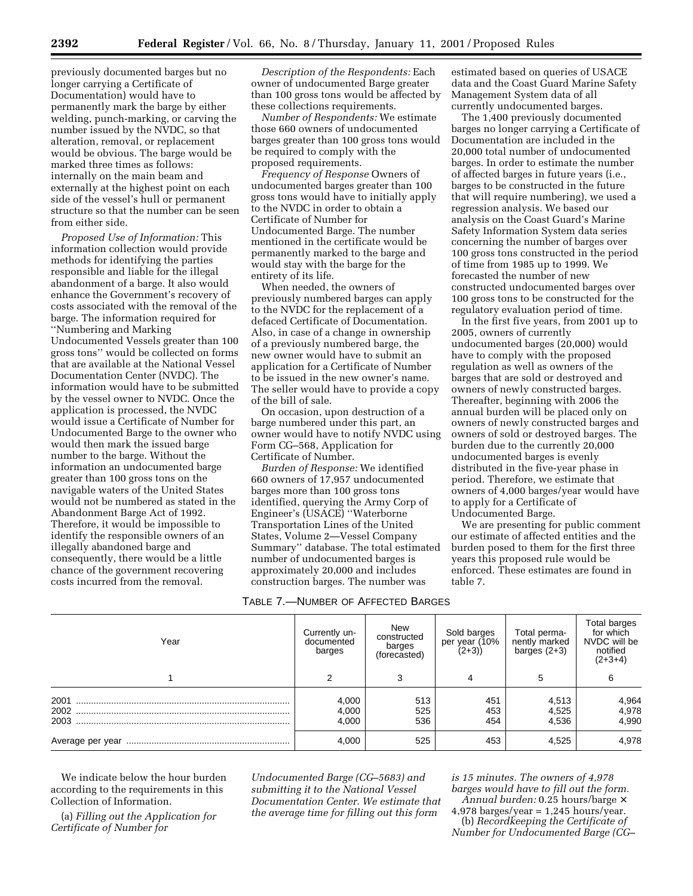previously documented barges but no longer carrying a Certificate of Documentation) would have to permanently mark the barge by either welding, punch-marking, or carving the number issued by the NVDC, so that alteration, removal, or replacement would be obvious. The barge would be marked three times as follows: internally on the main beam and externally at the highest point on each side of the vessel's hull or permanent structure so that the number can be seen from either side.

*Proposed Use of Information:* This information collection would provide methods for identifying the parties responsible and liable for the illegal abandonment of a barge. It also would enhance the Government's recovery of costs associated with the removal of the barge. The information required for ''Numbering and Marking Undocumented Vessels greater than 100 gross tons'' would be collected on forms that are available at the National Vessel Documentation Center (NVDC). The information would have to be submitted by the vessel owner to NVDC. Once the application is processed, the NVDC would issue a Certificate of Number for Undocumented Barge to the owner who would then mark the issued barge number to the barge. Without the information an undocumented barge greater than 100 gross tons on the navigable waters of the United States would not be numbered as stated in the Abandonment Barge Act of 1992. Therefore, it would be impossible to identify the responsible owners of an illegally abandoned barge and consequently, there would be a little chance of the government recovering costs incurred from the removal.

*Description of the Respondents:* Each owner of undocumented Barge greater than 100 gross tons would be affected by these collections requirements.

*Number of Respondents:* We estimate those 660 owners of undocumented barges greater than 100 gross tons would be required to comply with the proposed requirements.

*Frequency of Response* Owners of undocumented barges greater than 100 gross tons would have to initially apply to the NVDC in order to obtain a Certificate of Number for Undocumented Barge. The number mentioned in the certificate would be permanently marked to the barge and would stay with the barge for the entirety of its life.

When needed, the owners of previously numbered barges can apply to the NVDC for the replacement of a defaced Certificate of Documentation. Also, in case of a change in ownership of a previously numbered barge, the new owner would have to submit an application for a Certificate of Number to be issued in the new owner's name. The seller would have to provide a copy of the bill of sale.

On occasion, upon destruction of a barge numbered under this part, an owner would have to notify NVDC using Form CG–568, Application for Certificate of Number.

*Burden of Response:* We identified 660 owners of 17,957 undocumented barges more than 100 gross tons identified, querying the Army Corp of Engineer's (USACE) ''Waterborne Transportation Lines of the United States, Volume 2—Vessel Company Summary'' database. The total estimated number of undocumented barges is approximately 20,000 and includes construction barges. The number was estimated based on queries of USACE data and the Coast Guard Marine Safety Management System data of all currently undocumented barges.

The 1,400 previously documented barges no longer carrying a Certificate of Documentation are included in the 20,000 total number of undocumented barges. In order to estimate the number of affected barges in future years (i.e., barges to be constructed in the future that will require numbering), we used a regression analysis. We based our analysis on the Coast Guard's Marine Safety Information System data series concerning the number of barges over 100 gross tons constructed in the period of time from 1985 up to 1999. We forecasted the number of new constructed undocumented barges over 100 gross tons to be constructed for the regulatory evaluation period of time.

In the first five years, from 2001 up to 2005, owners of currently undocumented barges (20,000) would have to comply with the proposed regulation as well as owners of the barges that are sold or destroyed and owners of newly constructed barges. Thereafter, beginning with 2006 the annual burden will be placed only on owners of newly constructed barges and owners of sold or destroyed barges. The burden due to the currently 20,000 undocumented barges is evenly distributed in the five-year phase in period. Therefore, we estimate that owners of 4,000 barges/year would have to apply for a Certificate of Undocumented Barge.

We are presenting for public comment our estimate of affected entities and the burden posed to them for the first three years this proposed rule would be enforced. These estimates are found in table 7.

TABLE 7.—NUMBER OF AFFECTED BARGES

| Year | Currently undocumented barges | New constructed barges (forecasted) | Sold barges per year (10% (2+3)) | Total permanently marked barges (2+3) | Total barges for which NVDC will be notified (2+3+4) |
|---|---|---|---|---|---|
| 1 | 2 | 3 | 4 | 5 | 6 |
| 2001 | 4,000 | 513 | 451 | 4,513 | 4,964 |
| 2002 | 4,000 | 525 | 453 | 4,525 | 4,978 |
| 2003 | 4,000 | 536 | 454 | 4,536 | 4,990 |
| Average per year | 4,000 | 525 | 453 | 4,525 | 4,978 |

We indicate below the hour burden according to the requirements in this Collection of Information.

(a) *Filling out the Application for Certificate of Number for Undocumented Barge (CG–5683) and submitting it to the National Vessel Documentation Center. We estimate that the average time for filling out this form is 15 minutes. The owners of 4,978 barges would have to fill out the form.*

*Annual burden:* 0.25 hours/barge × 4,978 barges/year = 1,245 hours/year.

(b) *Recordkeeping the Certificate of Number for Undocumented Barge (CG–*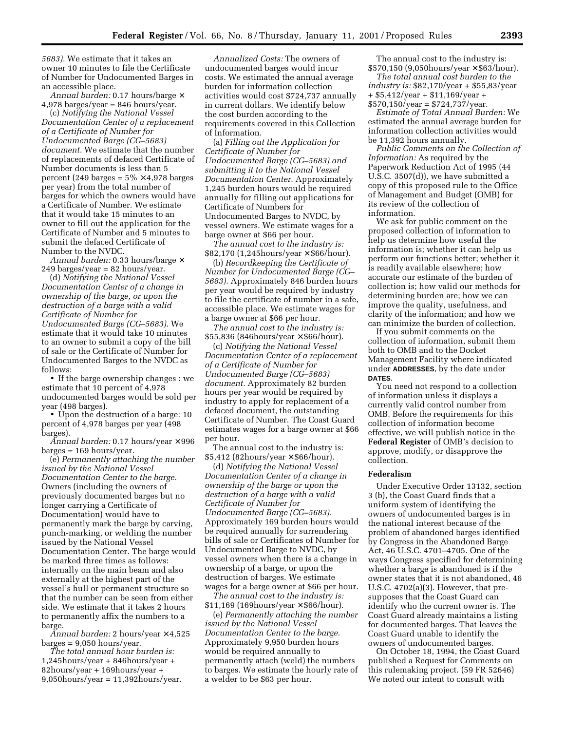*5683).* We estimate that it takes an owner 10 minutes to file the Certificate of Number for Undocumented Barges in an accessible place.

*Annual burden:* 0.17 hours/barge × 4,978 barges/year = 846 hours/year.

(c) *Notifying the National Vessel Documentation Center of a replacement of a Certificate of Number for Undocumented Barge (CG–5683) document.* We estimate that the number of replacements of defaced Certificate of Number documents is less than 5 percent (249 barges = 5% × 4,978 barges per year) from the total number of barges for which the owners would have a Certificate of Number. We estimate that it would take 15 minutes to an owner to fill out the application for the Certificate of Number and 5 minutes to submit the defaced Certificate of Number to the NVDC.

*Annual burden:* 0.33 hours/barge × 249 barges/year = 82 hours/year.

(d) *Notifying the National Vessel Documentation Center of a change in ownership of the barge, or upon the destruction of a barge with a valid Certificate of Number for Undocumented Barge (CG–5683).* We estimate that it would take 10 minutes to an owner to submit a copy of the bill of sale or the Certificate of Number for Undocumented Barges to the NVDC as follows:

- If the barge ownership changes : we estimate that 10 percent of 4,978 undocumented barges would be sold per year (498 barges).
- Upon the destruction of a barge: 10 percent of 4,978 barges per year (498 barges).

*Annual burden:* 0.17 hours/year × 996 barges = 169 hours/year.

(e) *Permanently attaching the number issued by the National Vessel Documentation Center to the barge.* Owners (including the owners of previously documented barges but no longer carrying a Certificate of Documentation) would have to permanently mark the barge by carving, punch-marking, or welding the number issued by the National Vessel Documentation Center. The barge would be marked three times as follows: internally on the main beam and also externally at the highest part of the vessel's hull or permanent structure so that the number can be seen from either side. We estimate that it takes 2 hours to permanently affix the numbers to a barge.

*Annual burden:* 2 hours/year × 4,525 barges = 9,050 hours/year.

*The total annual hour burden is:* 1,245hours/year + 846hours/year + 82hours/year + 169hours/year + 9,050hours/year = 11,392hours/year.

*Annualized Costs:* The owners of undocumented barges would incur costs. We estimated the annual average burden for information collection activities would cost $724,737 annually in current dollars. We identify below the cost burden according to the requirements covered in this Collection of Information.

(a) *Filling out the Application for Certificate of Number for Undocumented Barge (CG–5683) and submitting it to the National Vessel Documentation Center.* Approximately 1,245 burden hours would be required annually for filling out applications for Certificate of Numbers for Undocumented Barges to NVDC, by vessel owners. We estimate wages for a barge owner at $66 per hour.

*The annual cost to the industry is:* $82,170 (1,245hours/year × $66/hour).

(b) *Recordkeeping the Certificate of Number for Undocumented Barge (CG–5683).* Approximately 846 burden hours per year would be required by industry to file the certificate of number in a safe, accessible place. We estimate wages for a barge owner at $66 per hour.

*The annual cost to the industry is:* $55,836 (846hours/year × $66/hour).

(c) *Notifying the National Vessel Documentation Center of a replacement of a Certificate of Number for Undocumented Barge (CG–5683) document.* Approximately 82 burden hours per year would be required by industry to apply for replacement of a defaced document, the outstanding Certificate of Number. The Coast Guard estimates wages for a barge owner at $66 per hour.

The annual cost to the industry is: $5,412 (82hours/year × $66/hour).

(d) *Notifying the National Vessel Documentation Center of a change in ownership of the barge or upon the destruction of a barge with a valid Certificate of Number for Undocumented Barge (CG–5683).* Approximately 169 burden hours would be required annually for surrendering bills of sale or Certificates of Number for Undocumented Barge to NVDC, by vessel owners when there is a change in ownership of a barge, or upon the destruction of barges. We estimate wages for a barge owner at $66 per hour.

*The annual cost to the industry is:* $11,169 (169hours/year × $66/hour).

(e) *Permanently attaching the number issued by the National Vessel Documentation Center to the barge.* Approximately 9,950 burden hours would be required annually to permanently attach (weld) the numbers to barges. We estimate the hourly rate of a welder to be $63 per hour.

The annual cost to the industry is: $570,150 (9,050hours/year × $63/hour).

*The total annual cost burden to the industry is:* $82,170/year + $55,83/year + $5,412/year + $11,169/year + $570,150/year = $724,737/year.

*Estimate of Total Annual Burden:* We estimated the annual average burden for information collection activities would be 11,392 hours annually.

*Public Comments on the Collection of Information:* As required by the Paperwork Reduction Act of 1995 (44 U.S.C. 3507(d)), we have submitted a copy of this proposed rule to the Office of Management and Budget (OMB) for its review of the collection of information.

We ask for public comment on the proposed collection of information to help us determine how useful the information is; whether it can help us perform our functions better; whether it is readily available elsewhere; how accurate our estimate of the burden of collection is; how valid our methods for determining burden are; how we can improve the quality, usefulness, and clarity of the information; and how we can minimize the burden of collection.

If you submit comments on the collection of information, submit them both to OMB and to the Docket Management Facility where indicated under **ADDRESSES**, by the date under **DATES**.

You need not respond to a collection of information unless it displays a currently valid control number from OMB. Before the requirements for this collection of information become effective, we will publish notice in the **Federal Register** of OMB's decision to approve, modify, or disapprove the collection.

### Federalism

Under Executive Order 13132, section 3 (b), the Coast Guard finds that a uniform system of identifying the owners of undocumented barges is in the national interest because of the problem of abandoned barges identified by Congress in the Abandoned Barge Act, 46 U.S.C. 4701–4705. One of the ways Congress specified for determining whether a barge is abandoned is if the owner states that it is not abandoned, 46 U.S.C. 4702(a)(3). However, that presupposes that the Coast Guard can identify who the current owner is. The Coast Guard already maintains a listing for documented barges. That leaves the Coast Guard unable to identify the owners of undocumented barges.

On October 18, 1994, the Coast Guard published a Request for Comments on this rulemaking project. (59 FR 52646) We noted our intent to consult with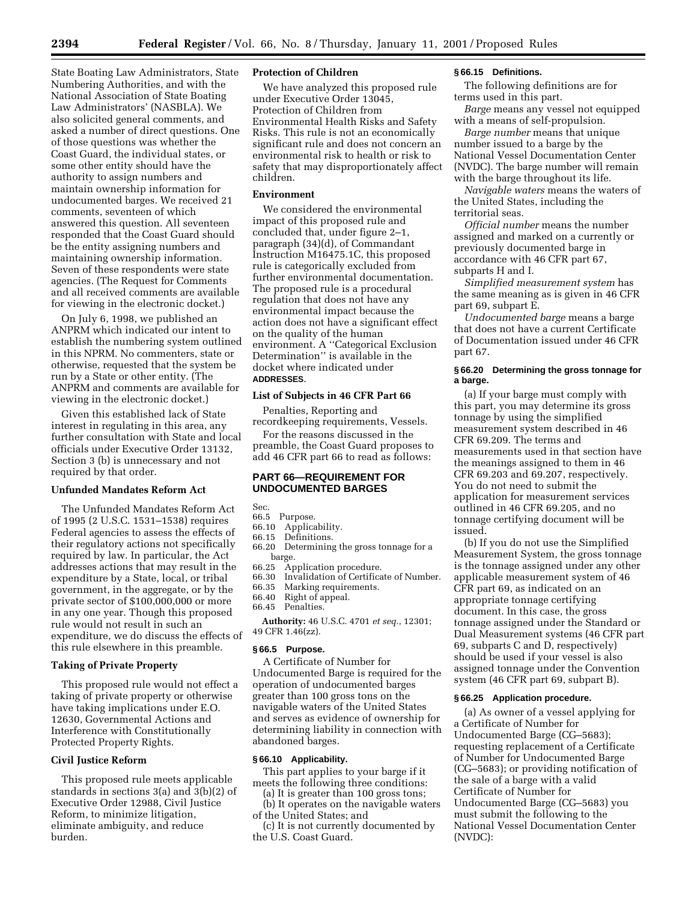State Boating Law Administrators, State Numbering Authorities, and with the National Association of State Boating Law Administrators' (NASBLA). We also solicited general comments, and asked a number of direct questions. One of those questions was whether the Coast Guard, the individual states, or some other entity should have the authority to assign numbers and maintain ownership information for undocumented barges. We received 21 comments, seventeen of which answered this question. All seventeen responded that the Coast Guard should be the entity assigning numbers and maintaining ownership information. Seven of these respondents were state agencies. (The Request for Comments and all received comments are available for viewing in the electronic docket.)

On July 6, 1998, we published an ANPRM which indicated our intent to establish the numbering system outlined in this NPRM. No commenters, state or otherwise, requested that the system be run by a State or other entity. (The ANPRM and comments are available for viewing in the electronic docket.)

Given this established lack of State interest in regulating in this area, any further consultation with State and local officials under Executive Order 13132, Section 3 (b) is unnecessary and not required by that order.

**Unfunded Mandates Reform Act**

The Unfunded Mandates Reform Act of 1995 (2 U.S.C. 1531–1538) requires Federal agencies to assess the effects of their regulatory actions not specifically required by law. In particular, the Act addresses actions that may result in the expenditure by a State, local, or tribal government, in the aggregate, or by the private sector of $100,000,000 or more in any one year. Though this proposed rule would not result in such an expenditure, we do discuss the effects of this rule elsewhere in this preamble.

**Taking of Private Property**

This proposed rule would not effect a taking of private property or otherwise have taking implications under E.O. 12630, Governmental Actions and Interference with Constitutionally Protected Property Rights.

**Civil Justice Reform**

This proposed rule meets applicable standards in sections 3(a) and 3(b)(2) of Executive Order 12988, Civil Justice Reform, to minimize litigation, eliminate ambiguity, and reduce burden.

**Protection of Children**

We have analyzed this proposed rule under Executive Order 13045, Protection of Children from Environmental Health Risks and Safety Risks. This rule is not an economically significant rule and does not concern an environmental risk to health or risk to safety that may disproportionately affect children.

**Environment**

We considered the environmental impact of this proposed rule and concluded that, under figure 2–1, paragraph (34)(d), of Commandant Instruction M16475.1C, this proposed rule is categorically excluded from further environmental documentation. The proposed rule is a procedural regulation that does not have any environmental impact because the action does not have a significant effect on the quality of the human environment. A "Categorical Exclusion Determination" is available in the docket where indicated under **ADDRESSES**.

**List of Subjects in 46 CFR Part 66**

Penalties, Reporting and recordkeeping requirements, Vessels.

For the reasons discussed in the preamble, the Coast Guard proposes to add 46 CFR part 66 to read as follows:

## PART 66—REQUIREMENT FOR UNDOCUMENTED BARGES

Sec.
66.5 Purpose.
66.10 Applicability.
66.15 Definitions.
66.20 Determining the gross tonnage for a barge.
66.25 Application procedure.
66.30 Invalidation of Certificate of Number.
66.35 Marking requirements.
66.40 Right of appeal.
66.45 Penalties.

**Authority:** 46 U.S.C. 4701 *et seq.*, 12301; 49 CFR 1.46(zz).

### § 66.5 Purpose.

A Certificate of Number for Undocumented Barge is required for the operation of undocumented barges greater than 100 gross tons on the navigable waters of the United States and serves as evidence of ownership for determining liability in connection with abandoned barges.

### § 66.10 Applicability.

This part applies to your barge if it meets the following three conditions:

(a) It is greater than 100 gross tons;

(b) It operates on the navigable waters of the United States; and

(c) It is not currently documented by the U.S. Coast Guard.

### § 66.15 Definitions.

The following definitions are for terms used in this part.

*Barge* means any vessel not equipped with a means of self-propulsion.

*Barge number* means that unique number issued to a barge by the National Vessel Documentation Center (NVDC). The barge number will remain with the barge throughout its life.

*Navigable waters* means the waters of the United States, including the territorial seas.

*Official number* means the number assigned and marked on a currently or previously documented barge in accordance with 46 CFR part 67, subparts H and I.

*Simplified measurement system* has the same meaning as is given in 46 CFR part 69, subpart E.

*Undocumented barge* means a barge that does not have a current Certificate of Documentation issued under 46 CFR part 67.

### § 66.20 Determining the gross tonnage for a barge.

(a) If your barge must comply with this part, you may determine its gross tonnage by using the simplified measurement system described in 46 CFR 69.209. The terms and measurements used in that section have the meanings assigned to them in 46 CFR 69.203 and 69.207, respectively. You do not need to submit the application for measurement services outlined in 46 CFR 69.205, and no tonnage certifying document will be issued.

(b) If you do not use the Simplified Measurement System, the gross tonnage is the tonnage assigned under any other applicable measurement system of 46 CFR part 69, as indicated on an appropriate tonnage certifying document. In this case, the gross tonnage assigned under the Standard or Dual Measurement systems (46 CFR part 69, subparts C and D, respectively) should be used if your vessel is also assigned tonnage under the Convention system (46 CFR part 69, subpart B).

### § 66.25 Application procedure.

(a) As owner of a vessel applying for a Certificate of Number for Undocumented Barge (CG–5683); requesting replacement of a Certificate of Number for Undocumented Barge (CG–5683); or providing notification of the sale of a barge with a valid Certificate of Number for Undocumented Barge (CG–5683) you must submit the following to the National Vessel Documentation Center (NVDC):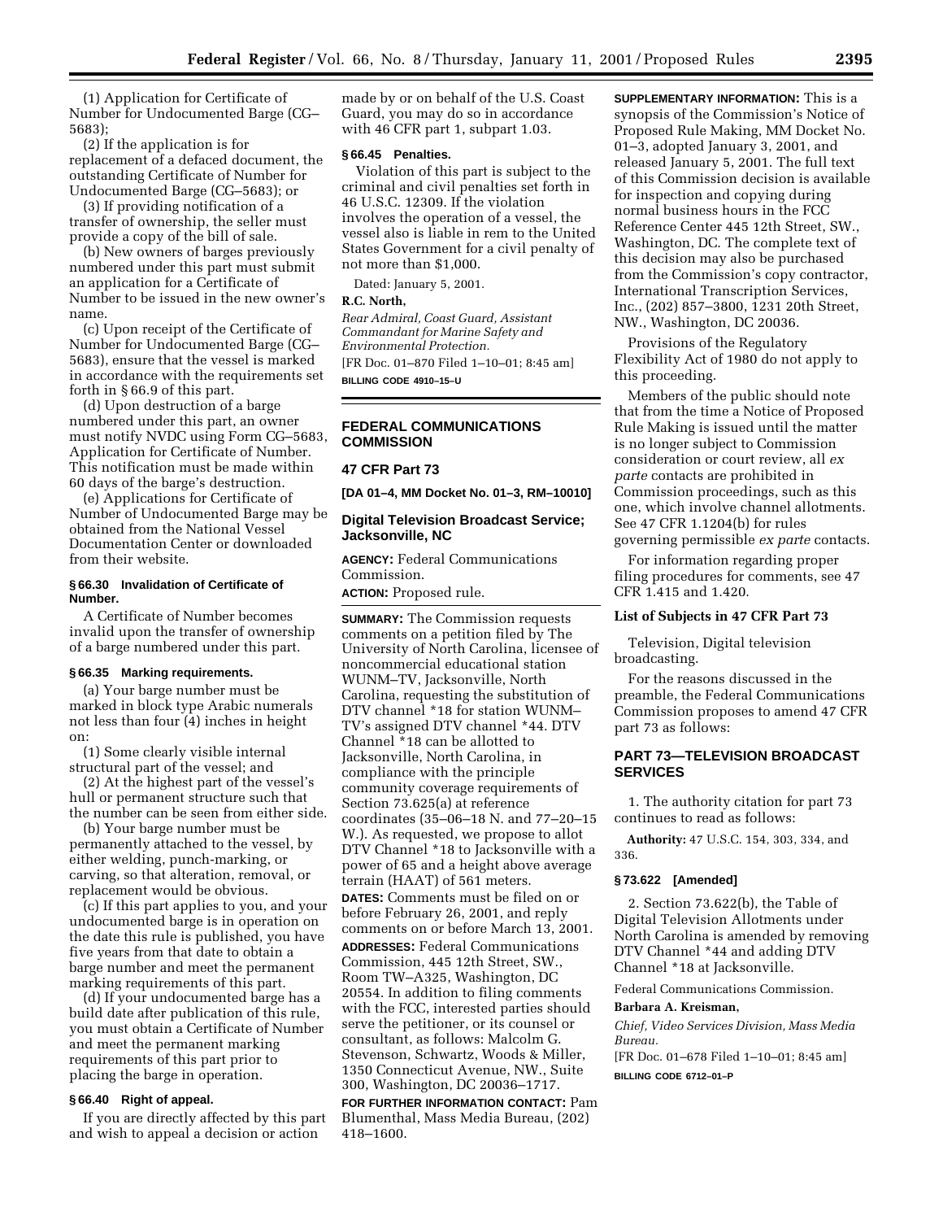(1) Application for Certificate of Number for Undocumented Barge (CG–5683);

(2) If the application is for replacement of a defaced document, the outstanding Certificate of Number for Undocumented Barge (CG–5683); or

(3) If providing notification of a transfer of ownership, the seller must provide a copy of the bill of sale.

(b) New owners of barges previously numbered under this part must submit an application for a Certificate of Number to be issued in the new owner's name.

(c) Upon receipt of the Certificate of Number for Undocumented Barge (CG–5683), ensure that the vessel is marked in accordance with the requirements set forth in § 66.9 of this part.

(d) Upon destruction of a barge numbered under this part, an owner must notify NVDC using Form CG–5683, Application for Certificate of Number. This notification must be made within 60 days of the barge's destruction.

(e) Applications for Certificate of Number of Undocumented Barge may be obtained from the National Vessel Documentation Center or downloaded from their website.

#### § 66.30 Invalidation of Certificate of Number.

A Certificate of Number becomes invalid upon the transfer of ownership of a barge numbered under this part.

#### § 66.35 Marking requirements.

(a) Your barge number must be marked in block type Arabic numerals not less than four (4) inches in height on:

(1) Some clearly visible internal structural part of the vessel; and

(2) At the highest part of the vessel's hull or permanent structure such that the number can be seen from either side.

(b) Your barge number must be permanently attached to the vessel, by either welding, punch-marking, or carving, so that alteration, removal, or replacement would be obvious.

(c) If this part applies to you, and your undocumented barge is in operation on the date this rule is published, you have five years from that date to obtain a barge number and meet the permanent marking requirements of this part.

(d) If your undocumented barge has a build date after publication of this rule, you must obtain a Certificate of Number and meet the permanent marking requirements of this part prior to placing the barge in operation.

#### § 66.40 Right of appeal.

If you are directly affected by this part and wish to appeal a decision or action made by or on behalf of the U.S. Coast Guard, you may do so in accordance with 46 CFR part 1, subpart 1.03.

#### § 66.45 Penalties.

Violation of this part is subject to the criminal and civil penalties set forth in 46 U.S.C. 12309. If the violation involves the operation of a vessel, the vessel also is liable in rem to the United States Government for a civil penalty of not more than $1,000.

Dated: January 5, 2001.

**R.C. North,**

*Rear Admiral, Coast Guard, Assistant Commandant for Marine Safety and Environmental Protection.*

[FR Doc. 01–870 Filed 1–10–01; 8:45 am]

**BILLING CODE 4910–15–U**

## FEDERAL COMMUNICATIONS COMMISSION

### 47 CFR Part 73

**[DA 01–4, MM Docket No. 01–3, RM–10010]**

### Digital Television Broadcast Service; Jacksonville, NC

**AGENCY:** Federal Communications Commission.

**ACTION:** Proposed rule.

**SUMMARY:** The Commission requests comments on a petition filed by The University of North Carolina, licensee of noncommercial educational station WUNM–TV, Jacksonville, North Carolina, requesting the substitution of DTV channel *18 for station WUNM–TV's assigned DTV channel *44. DTV Channel *18 can be allotted to Jacksonville, North Carolina, in compliance with the principle community coverage requirements of Section 73.625(a) at reference coordinates (35–06–18 N. and 77–20–15 W.). As requested, we propose to allot DTV Channel *18 to Jacksonville with a power of 65 and a height above average terrain (HAAT) of 561 meters.

**DATES:** Comments must be filed on or before February 26, 2001, and reply comments on or before March 13, 2001.

**ADDRESSES:** Federal Communications Commission, 445 12th Street, SW., Room TW–A325, Washington, DC 20554. In addition to filing comments with the FCC, interested parties should serve the petitioner, or its counsel or consultant, as follows: Malcolm G. Stevenson, Schwartz, Woods & Miller, 1350 Connecticut Avenue, NW., Suite 300, Washington, DC 20036–1717.

**FOR FURTHER INFORMATION CONTACT:** Pam Blumenthal, Mass Media Bureau, (202) 418–1600.

**SUPPLEMENTARY INFORMATION:** This is a synopsis of the Commission's Notice of Proposed Rule Making, MM Docket No. 01–3, adopted January 3, 2001, and released January 5, 2001. The full text of this Commission decision is available for inspection and copying during normal business hours in the FCC Reference Center 445 12th Street, SW., Washington, DC. The complete text of this decision may also be purchased from the Commission's copy contractor, International Transcription Services, Inc., (202) 857–3800, 1231 20th Street, NW., Washington, DC 20036.

Provisions of the Regulatory Flexibility Act of 1980 do not apply to this proceeding.

Members of the public should note that from the time a Notice of Proposed Rule Making is issued until the matter is no longer subject to Commission consideration or court review, all *ex parte* contacts are prohibited in Commission proceedings, such as this one, which involve channel allotments. See 47 CFR 1.1204(b) for rules governing permissible *ex parte* contacts.

For information regarding proper filing procedures for comments, see 47 CFR 1.415 and 1.420.

#### List of Subjects in 47 CFR Part 73

Television, Digital television broadcasting.

For the reasons discussed in the preamble, the Federal Communications Commission proposes to amend 47 CFR part 73 as follows:

### PART 73—TELEVISION BROADCAST SERVICES

1. The authority citation for part 73 continues to read as follows:

**Authority:** 47 U.S.C. 154, 303, 334, and 336.

#### § 73.622 [Amended]

2. Section 73.622(b), the Table of Digital Television Allotments under North Carolina is amended by removing DTV Channel *44 and adding DTV Channel *18 at Jacksonville.

Federal Communications Commission.

**Barbara A. Kreisman,**

*Chief, Video Services Division, Mass Media Bureau.*

[FR Doc. 01–678 Filed 1–10–01; 8:45 am]

**BILLING CODE 6712–01–P**